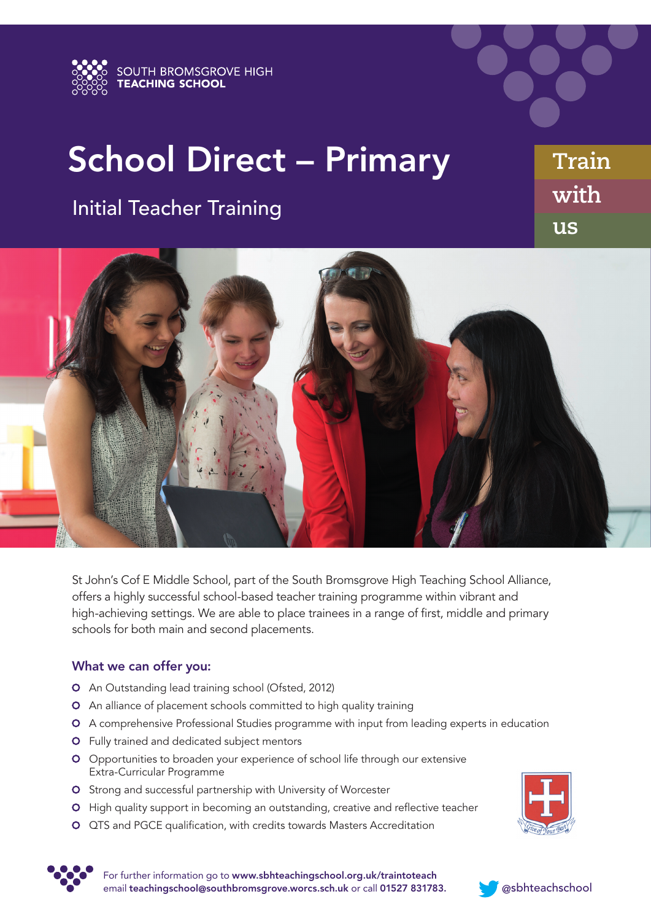SOUTH BROMSGROVE HIGH
**TEACHING SCHOOL**

# School Direct – Primary

## Initial Teacher Training

Train
with
us

St John's Cof E Middle School, part of the South Bromsgrove High Teaching School Alliance, offers a highly successful school-based teacher training programme within vibrant and high-achieving settings. We are able to place trainees in a range of first, middle and primary schools for both main and second placements.

### What we can offer you:

- An Outstanding lead training school (Ofsted, 2012)
- An alliance of placement schools committed to high quality training
- A comprehensive Professional Studies programme with input from leading experts in education
- Fully trained and dedicated subject mentors
- Opportunities to broaden your experience of school life through our extensive Extra-Curricular Programme
- Strong and successful partnership with University of Worcester
- High quality support in becoming an outstanding, creative and reflective teacher
- QTS and PGCE qualification, with credits towards Masters Accreditation

Give of Your Best

For further information go to **www.sbhteachingschool.org.uk/traintoteach**
email **teachingschool@southbromsgrove.worcs.sch.uk** or call **01527 831783.**

@sbhteachschool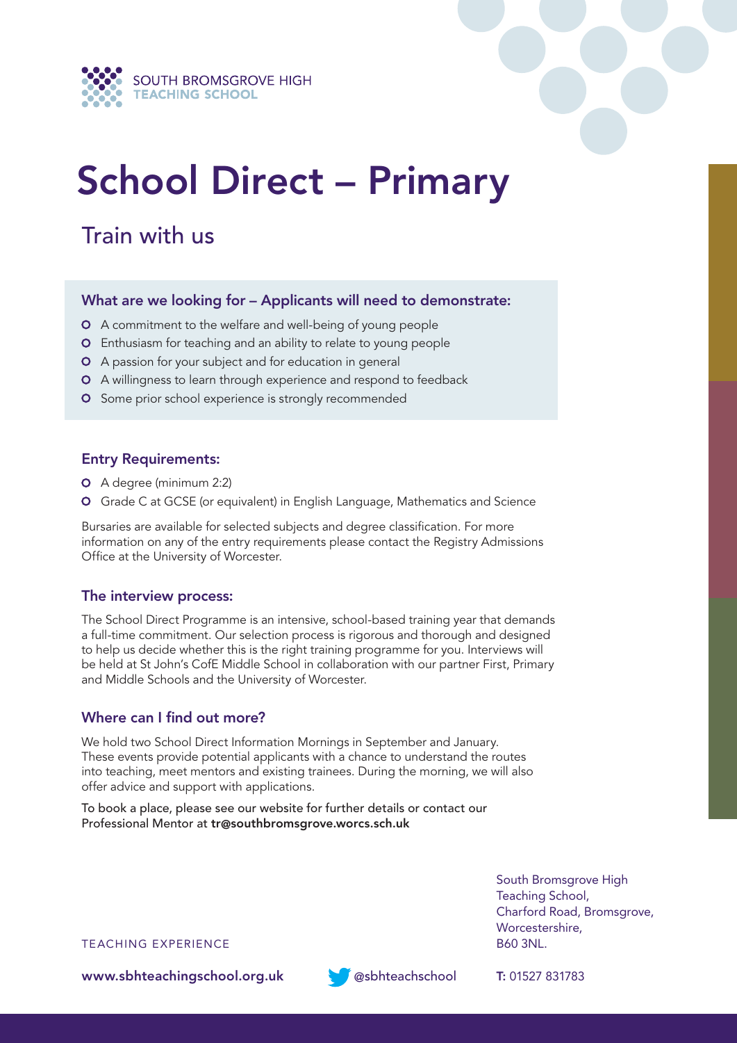SOUTH BROMSGROVE HIGH
TEACHING SCHOOL

# School Direct – Primary

## Train with us

### What are we looking for – Applicants will need to demonstrate:

- A commitment to the welfare and well-being of young people
- Enthusiasm for teaching and an ability to relate to young people
- A passion for your subject and for education in general
- A willingness to learn through experience and respond to feedback
- Some prior school experience is strongly recommended

### Entry Requirements:

- A degree (minimum 2:2)
- Grade C at GCSE (or equivalent) in English Language, Mathematics and Science

Bursaries are available for selected subjects and degree classification. For more information on any of the entry requirements please contact the Registry Admissions Office at the University of Worcester.

### The interview process:

The School Direct Programme is an intensive, school-based training year that demands a full-time commitment. Our selection process is rigorous and thorough and designed to help us decide whether this is the right training programme for you. Interviews will be held at St John's CofE Middle School in collaboration with our partner First, Primary and Middle Schools and the University of Worcester.

### Where can I find out more?

We hold two School Direct Information Mornings in September and January. These events provide potential applicants with a chance to understand the routes into teaching, meet mentors and existing trainees. During the morning, we will also offer advice and support with applications.

To book a place, please see our website for further details or contact our Professional Mentor at **tr@southbromsgrove.worcs.sch.uk**

TEACHING EXPERIENCE

South Bromsgrove High Teaching School,
Charford Road, Bromsgrove,
Worcestershire,
B60 3NL.

**www.sbhteachingschool.org.uk** @sbhteachschool **T:** 01527 831783